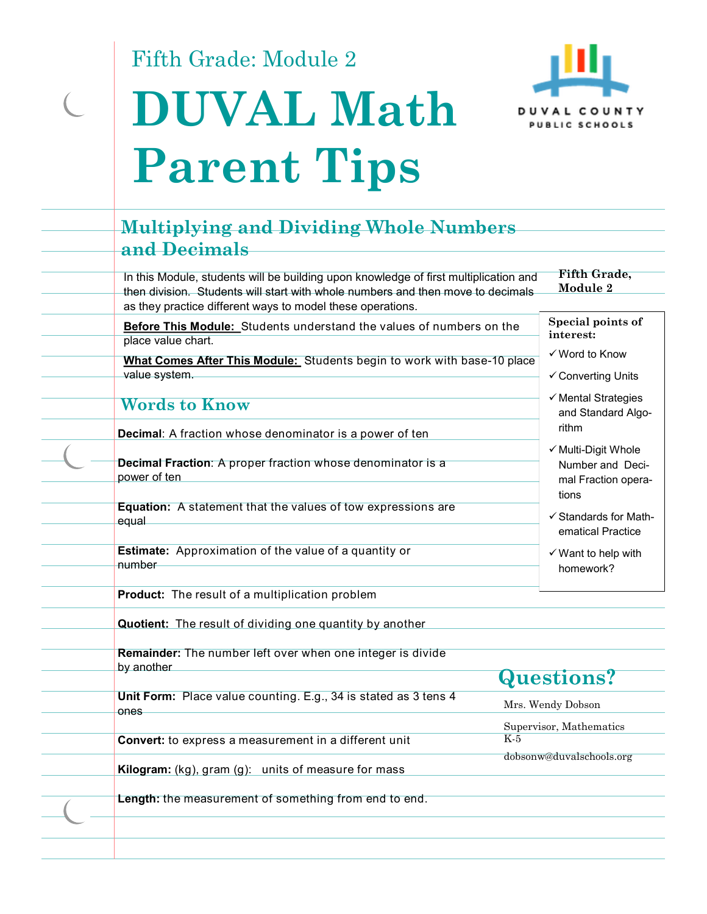Fifth Grade: Module 2

# DUVAL Math Parent Tips

DUVAL COUNTY PUBLIC SCHOOLS

## Multiplying and Dividing Whole Numbers and Decimals

In this Module, students will be building upon knowledge of first multiplication and then division. Students will start with whole numbers and then move to decimals as they practice different ways to model these operations.

**Before This Module:** Students understand the values of numbers on the place value chart.

**What Comes After This Module:** Students begin to work with base-10 place value system.

## Words to Know

**Decimal**: A fraction whose denominator is a power of ten

**Decimal Fraction**: A proper fraction whose denominator is a power of ten

**Equation:** A statement that the values of tow expressions are equal

**Estimate:** Approximation of the value of a quantity or number

**Product:** The result of a multiplication problem

**Quotient:** The result of dividing one quantity by another

**Remainder:** The number left over when one integer is divide by another

**Unit Form:** Place value counting. E.g., 34 is stated as 3 tens 4 ones

**Convert:** to express a measurement in a different unit

**Kilogram:** (kg), gram (g): units of measure for mass

**Length:** the measurement of something from end to end.

**Fifth Grade, Module 2**

**Special points of interest:**

- ✓ Word to Know
- ✓ Converting Units
- ✓ Mental Strategies and Standard Algorithm
- ✓ Multi-Digit Whole Number and Decimal Fraction operations
- ✓ Standards for Mathematical Practice
- ✓ Want to help with homework?

## Questions?

Mrs. Wendy Dobson

Supervisor, Mathematics K-5

dobsonw@duvalschools.org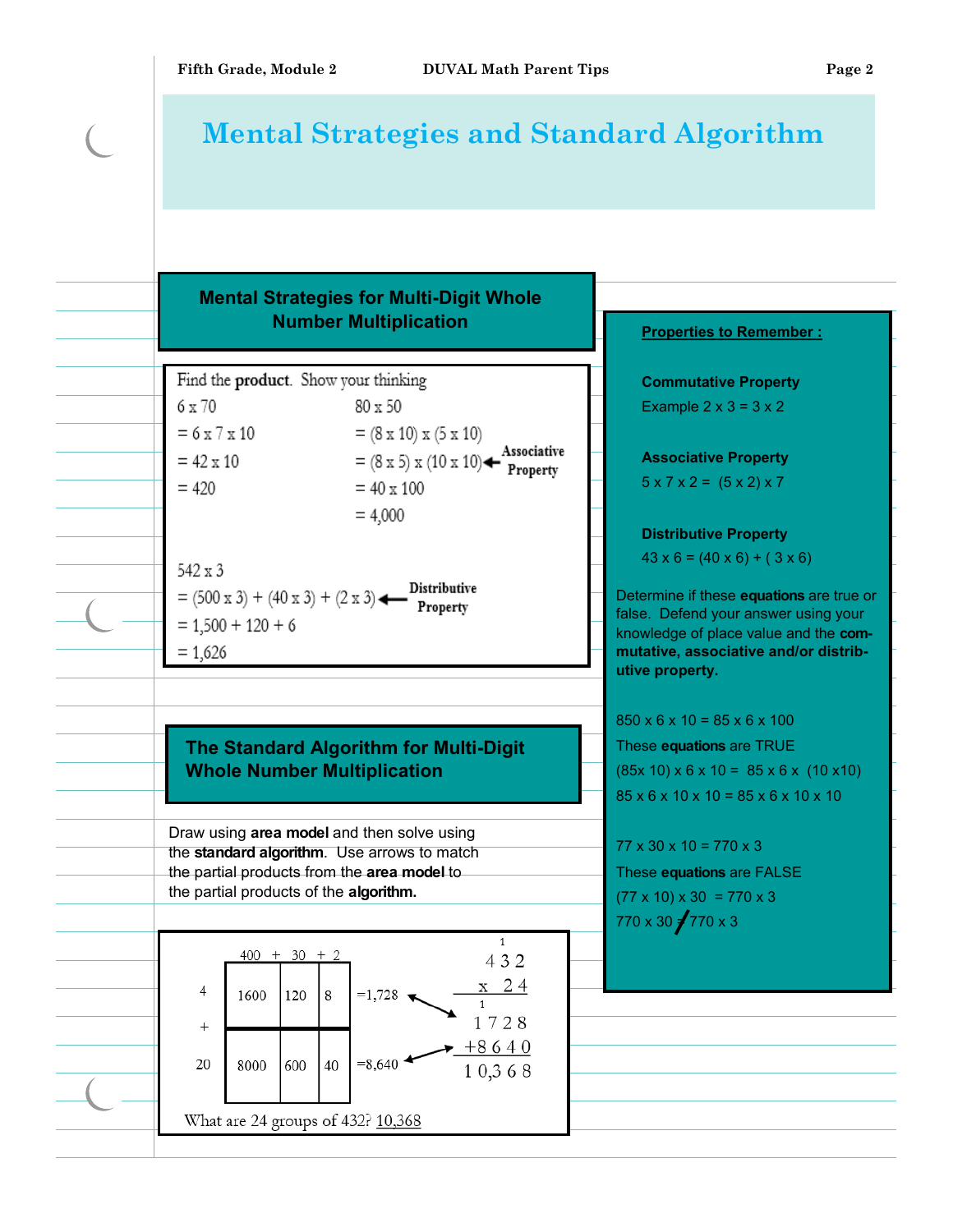# Mental Strategies and Standard Algorithm

## Mental Strategies for Multi-Digit Whole Number Multiplication

Find the **product**. Show your thinking

6 x 70
= 6 x 7 x 10
= 42 x 10
= 420

80 x 50
= (8 x 10) x (5 x 10)
= (8 x 5) x (10 x 10) ← Associative Property
= 40 x 100
= 4,000

542 x 3
= (500 x 3) + (40 x 3) + (2 x 3) ← Distributive Property
= 1,500 + 120 + 6
= 1,626

## The Standard Algorithm for Multi-Digit Whole Number Multiplication

Draw using **area model** and then solve using the **standard algorithm**. Use arrows to match the partial products from the **area model** to the partial products of the **algorithm.**

| | 400 | + 30 | + 2 | |
|---|---|---|---|---|
| 4 | 1600 | 120 | 8 | =1,728 |
| + | | | | |
| 20 | 8000 | 600 | 40 | =8,640 |

```
     1
    432
  x  24
     1
   1728
 +8640
 10,368
```

What are 24 groups of 432? 10,368

**Properties to Remember :**

**Commutative Property**
Example 2 x 3 = 3 x 2

**Associative Property**
5 x 7 x 2 = (5 x 2) x 7

**Distributive Property**
43 x 6 = (40 x 6) + ( 3 x 6)

Determine if these **equations** are true or false. Defend your answer using your knowledge of place value and the **commutative, associative and/or distributive property.**

850 x 6 x 10 = 85 x 6 x 100
These **equations** are TRUE
(85x 10) x 6 x 10 = 85 x 6 x (10 x10)
85 x 6 x 10 x 10 = 85 x 6 x 10 x 10

77 x 30 x 10 = 770 x 3
These **equations** are FALSE
(77 x 10) x 30 = 770 x 3
770 x 30 ≠ 770 x 3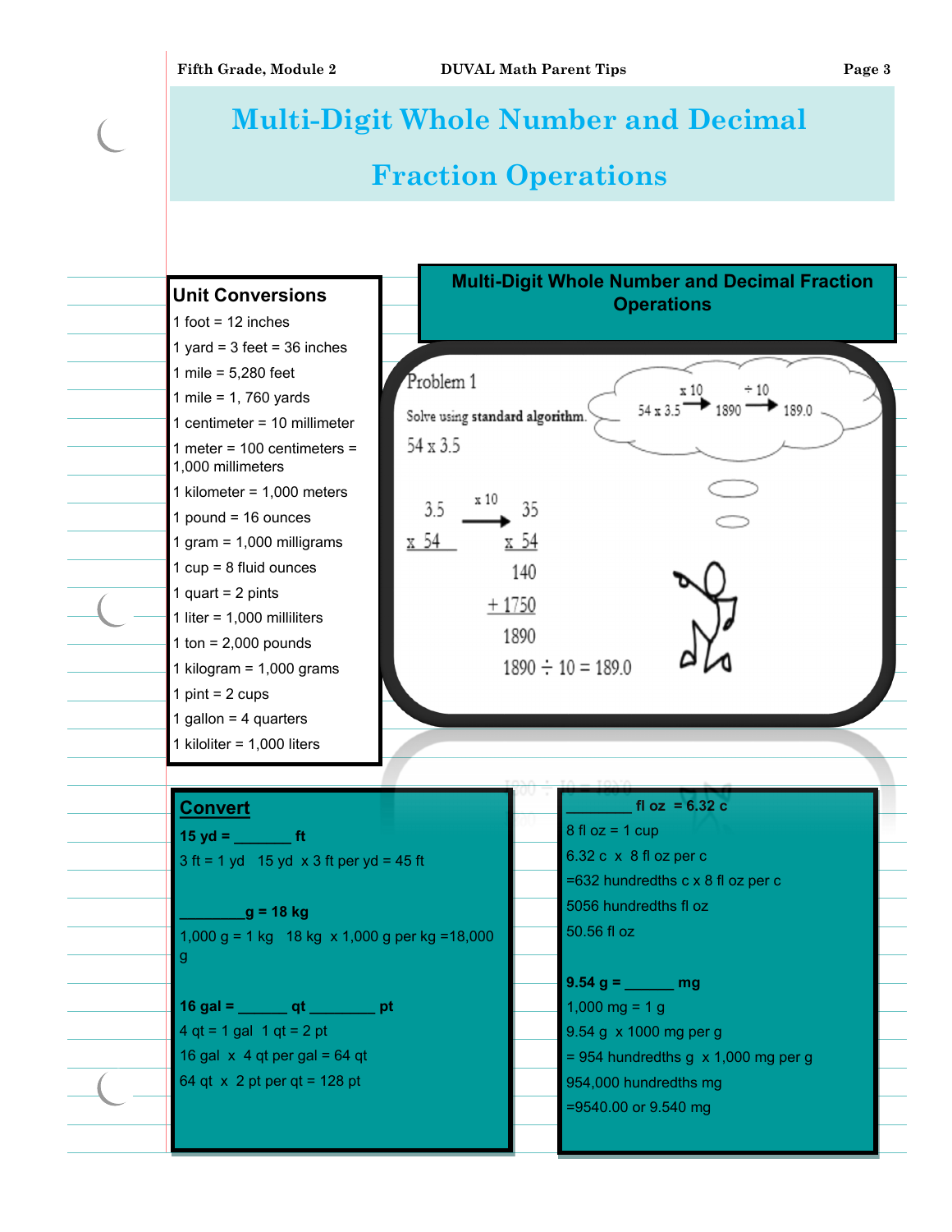# Multi-Digit Whole Number and Decimal Fraction Operations

## Unit Conversions

1 foot = 12 inches

1 yard = 3 feet = 36 inches

1 mile = 5,280 feet

1 mile = 1, 760 yards

1 centimeter = 10 millimeter

1 meter = 100 centimeters = 1,000 millimeters

1 kilometer = 1,000 meters

1 pound = 16 ounces

1 gram = 1,000 milligrams

1 cup = 8 fluid ounces

1 quart = 2 pints

1 liter = 1,000 milliliters

1 ton = 2,000 pounds

1 kilogram = 1,000 grams

1 pint = 2 cups

1 gallon = 4 quarters

1 kiloliter = 1,000 liters

## Multi-Digit Whole Number and Decimal Fraction Operations

Problem 1

Solve using standard algorithm.

54 x 3.5

54 x 3.5 → (x 10) 1890 → (÷ 10) 189.0

3.5 x 54 → (x 10) 35 x 54

```
   35
 x 54
  140
+1750
 1890
```

1890 ÷ 10 = 189.0

## Convert

**15 yd = _______ ft**

3 ft = 1 yd   15 yd  x 3 ft per yd = 45 ft

**________g = 18 kg**

1,000 g = 1 kg   18 kg  x 1,000 g per kg =18,000 g

**16 gal = ______ qt ________ pt**

4 qt = 1 gal  1 qt = 2 pt

16 gal  x  4 qt per gal = 64 qt

64 qt  x  2 pt per qt = 128 pt

**________ fl oz  = 6.32 c**

8 fl oz = 1 cup

6.32 c  x  8 fl oz per c

=632 hundredths c x 8 fl oz per c

5056 hundredths fl oz

50.56 fl oz

**9.54 g = ______ mg**

1,000 mg = 1 g

9.54 g  x 1000 mg per g

= 954 hundredths g  x 1,000 mg per g

954,000 hundredths mg

=9540.00 or 9.540 mg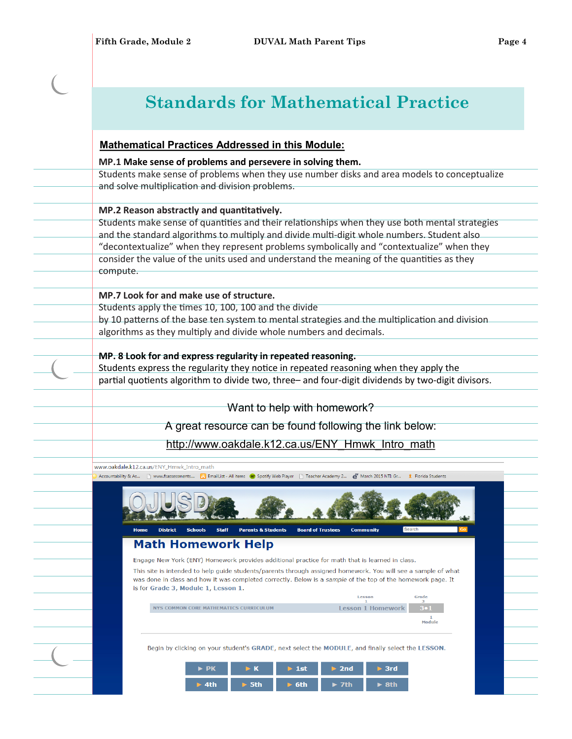# Standards for Mathematical Practice

**Mathematical Practices Addressed in this Module:**

**MP.1 Make sense of problems and persevere in solving them.**
Students make sense of problems when they use number disks and area models to conceptualize and solve multiplication and division problems.

**MP.2 Reason abstractly and quantitatively.**
Students make sense of quantities and their relationships when they use both mental strategies and the standard algorithms to multiply and divide multi-digit whole numbers. Student also "decontextualize" when they represent problems symbolically and "contextualize" when they consider the value of the units used and understand the meaning of the quantities as they compute.

**MP.7 Look for and make use of structure.**
Students apply the times 10, 100, 100 and the divide by 10 patterns of the base ten system to mental strategies and the multiplication and division algorithms as they multiply and divide whole numbers and decimals.

**MP. 8 Look for and express regularity in repeated reasoning.**
Students express the regularity they notice in repeated reasoning when they apply the partial quotients algorithm to divide two, three– and four-digit dividends by two-digit divisors.

Want to help with homework?

A great resource can be found following the link below:

http://www.oakdale.k12.ca.us/ENY_Hmwk_Intro_math

www.oakdale.k12.ca.us/ENY_Hmwk_Intro_math

Accountability & As... www.fsassessments... EmailList - All items Spotify Web Player Teacher Academy 2... March 2015 NTB Gr... Florida Students

OJUSD

Home District Schools Staff Parents & Students Board of Trustees Community

## Math Homework Help

Engage New York (ENY) Homework provides additional practice for math that is learned in class.

This site is intended to help guide students/parents through assigned homework. You will see a sample of what was done in class and how it was completed correctly. Below is a *sample* of the top of the homework page. It is for Grade 3, Module 1, Lesson 1.

NYS COMMON CORE MATHEMATICS CURRICULUM Lesson 1 Homework 3•1

Begin by clicking on your student's GRADE, next select the MODULE, and finally select the LESSON.

| | | | | |
|---|---|---|---|---|
| ▶ PK | ▶ K | ▶ 1st | ▶ 2nd | ▶ 3rd |
| ▶ 4th | ▶ 5th | ▶ 6th | ▶ 7th | ▶ 8th |